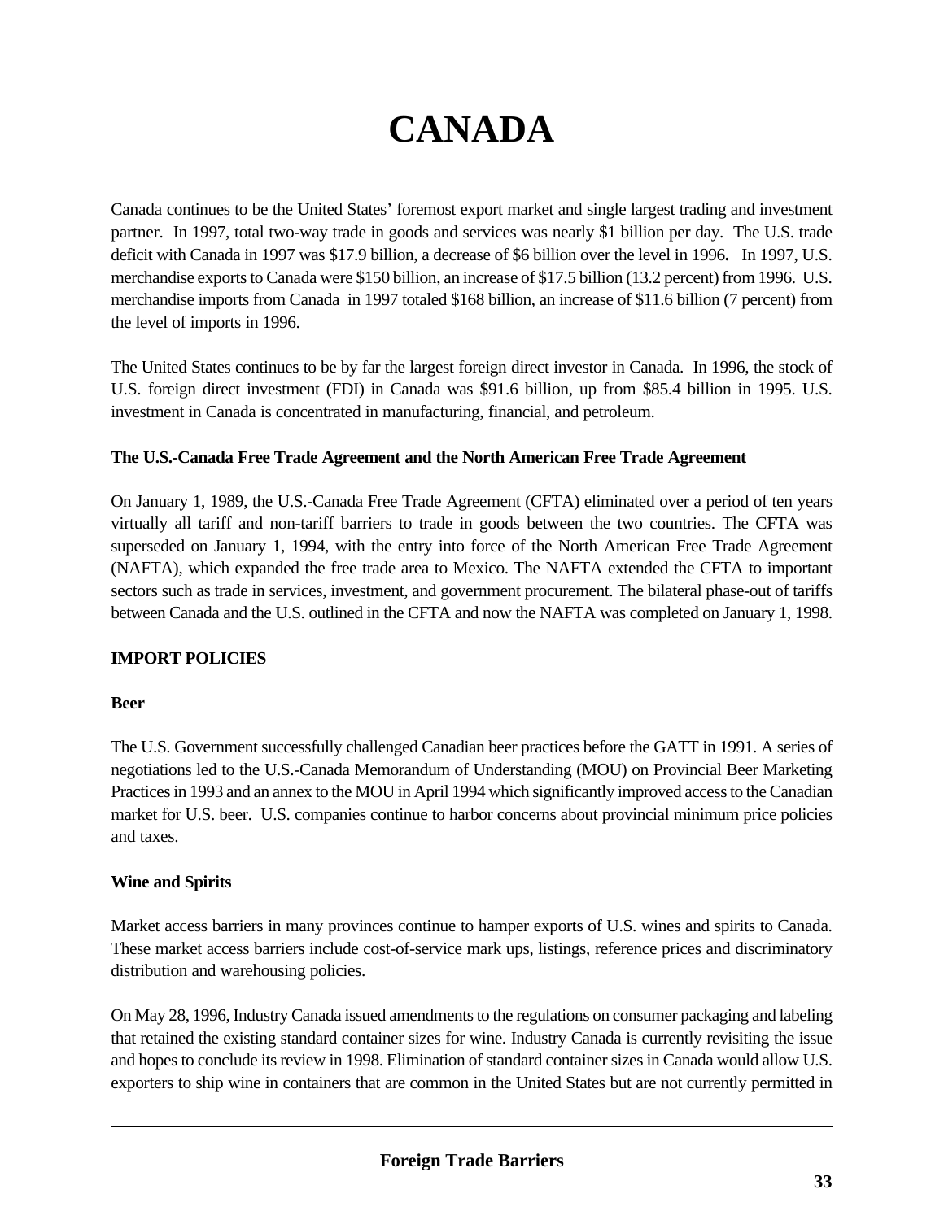# CANADA

Canada continues to be the United States' foremost export market and single largest trading and investment partner. In 1997, total two-way trade in goods and services was nearly $1 billion per day. The U.S. trade deficit with Canada in 1997 was $17.9 billion, a decrease of $6 billion over the level in 1996. In 1997, U.S. merchandise exports to Canada were $150 billion, an increase of $17.5 billion (13.2 percent) from 1996. U.S. merchandise imports from Canada in 1997 totaled $168 billion, an increase of $11.6 billion (7 percent) from the level of imports in 1996.

The United States continues to be by far the largest foreign direct investor in Canada. In 1996, the stock of U.S. foreign direct investment (FDI) in Canada was $91.6 billion, up from $85.4 billion in 1995. U.S. investment in Canada is concentrated in manufacturing, financial, and petroleum.

### The U.S.-Canada Free Trade Agreement and the North American Free Trade Agreement

On January 1, 1989, the U.S.-Canada Free Trade Agreement (CFTA) eliminated over a period of ten years virtually all tariff and non-tariff barriers to trade in goods between the two countries. The CFTA was superseded on January 1, 1994, with the entry into force of the North American Free Trade Agreement (NAFTA), which expanded the free trade area to Mexico. The NAFTA extended the CFTA to important sectors such as trade in services, investment, and government procurement. The bilateral phase-out of tariffs between Canada and the U.S. outlined in the CFTA and now the NAFTA was completed on January 1, 1998.

## IMPORT POLICIES

### Beer

The U.S. Government successfully challenged Canadian beer practices before the GATT in 1991. A series of negotiations led to the U.S.-Canada Memorandum of Understanding (MOU) on Provincial Beer Marketing Practices in 1993 and an annex to the MOU in April 1994 which significantly improved access to the Canadian market for U.S. beer. U.S. companies continue to harbor concerns about provincial minimum price policies and taxes.

### Wine and Spirits

Market access barriers in many provinces continue to hamper exports of U.S. wines and spirits to Canada. These market access barriers include cost-of-service mark ups, listings, reference prices and discriminatory distribution and warehousing policies.

On May 28, 1996, Industry Canada issued amendments to the regulations on consumer packaging and labeling that retained the existing standard container sizes for wine. Industry Canada is currently revisiting the issue and hopes to conclude its review in 1998. Elimination of standard container sizes in Canada would allow U.S. exporters to ship wine in containers that are common in the United States but are not currently permitted in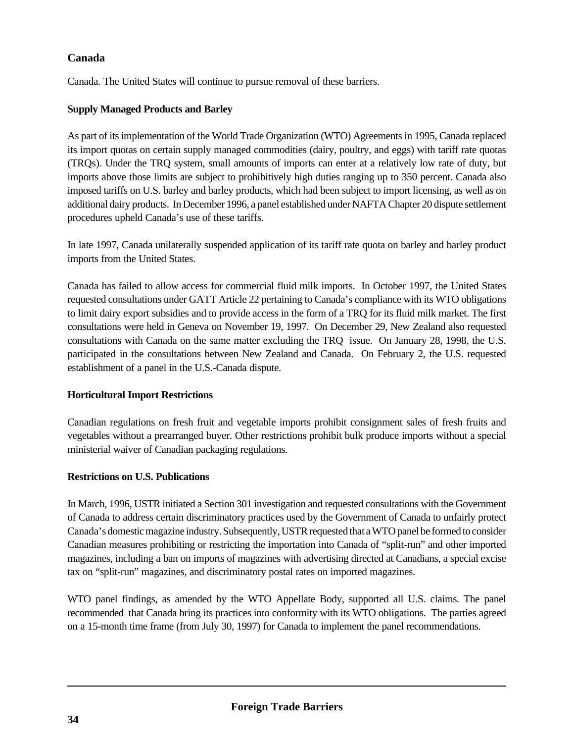Canada. The United States will continue to pursue removal of these barriers.

### Supply Managed Products and Barley

As part of its implementation of the World Trade Organization (WTO) Agreements in 1995, Canada replaced its import quotas on certain supply managed commodities (dairy, poultry, and eggs) with tariff rate quotas (TRQs). Under the TRQ system, small amounts of imports can enter at a relatively low rate of duty, but imports above those limits are subject to prohibitively high duties ranging up to 350 percent. Canada also imposed tariffs on U.S. barley and barley products, which had been subject to import licensing, as well as on additional dairy products. In December 1996, a panel established under NAFTA Chapter 20 dispute settlement procedures upheld Canada's use of these tariffs.

In late 1997, Canada unilaterally suspended application of its tariff rate quota on barley and barley product imports from the United States.

Canada has failed to allow access for commercial fluid milk imports. In October 1997, the United States requested consultations under GATT Article 22 pertaining to Canada's compliance with its WTO obligations to limit dairy export subsidies and to provide access in the form of a TRQ for its fluid milk market. The first consultations were held in Geneva on November 19, 1997. On December 29, New Zealand also requested consultations with Canada on the same matter excluding the TRQ issue. On January 28, 1998, the U.S. participated in the consultations between New Zealand and Canada. On February 2, the U.S. requested establishment of a panel in the U.S.-Canada dispute.

### Horticultural Import Restrictions

Canadian regulations on fresh fruit and vegetable imports prohibit consignment sales of fresh fruits and vegetables without a prearranged buyer. Other restrictions prohibit bulk produce imports without a special ministerial waiver of Canadian packaging regulations.

### Restrictions on U.S. Publications

In March, 1996, USTR initiated a Section 301 investigation and requested consultations with the Government of Canada to address certain discriminatory practices used by the Government of Canada to unfairly protect Canada's domestic magazine industry. Subsequently, USTR requested that a WTO panel be formed to consider Canadian measures prohibiting or restricting the importation into Canada of "split-run" and other imported magazines, including a ban on imports of magazines with advertising directed at Canadians, a special excise tax on "split-run" magazines, and discriminatory postal rates on imported magazines.

WTO panel findings, as amended by the WTO Appellate Body, supported all U.S. claims. The panel recommended that Canada bring its practices into conformity with its WTO obligations. The parties agreed on a 15-month time frame (from July 30, 1997) for Canada to implement the panel recommendations.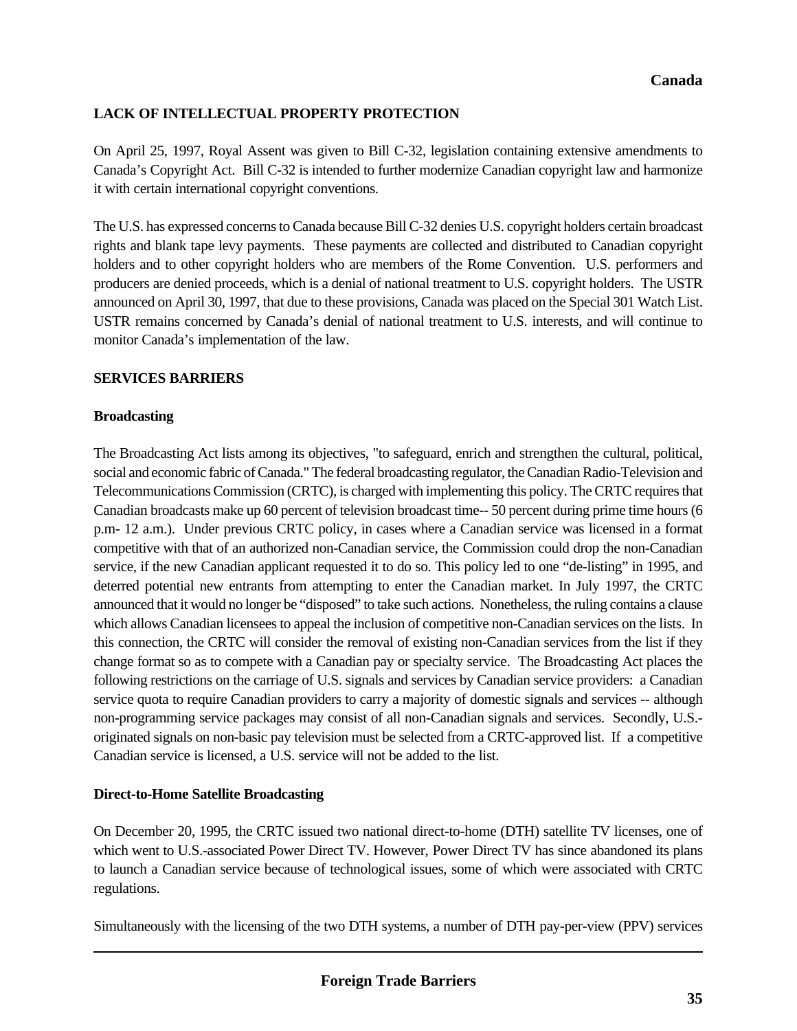## LACK OF INTELLECTUAL PROPERTY PROTECTION

On April 25, 1997, Royal Assent was given to Bill C-32, legislation containing extensive amendments to Canada's Copyright Act. Bill C-32 is intended to further modernize Canadian copyright law and harmonize it with certain international copyright conventions.

The U.S. has expressed concerns to Canada because Bill C-32 denies U.S. copyright holders certain broadcast rights and blank tape levy payments. These payments are collected and distributed to Canadian copyright holders and to other copyright holders who are members of the Rome Convention. U.S. performers and producers are denied proceeds, which is a denial of national treatment to U.S. copyright holders. The USTR announced on April 30, 1997, that due to these provisions, Canada was placed on the Special 301 Watch List. USTR remains concerned by Canada's denial of national treatment to U.S. interests, and will continue to monitor Canada's implementation of the law.

## SERVICES BARRIERS

### Broadcasting

The Broadcasting Act lists among its objectives, "to safeguard, enrich and strengthen the cultural, political, social and economic fabric of Canada." The federal broadcasting regulator, the Canadian Radio-Television and Telecommunications Commission (CRTC), is charged with implementing this policy. The CRTC requires that Canadian broadcasts make up 60 percent of television broadcast time-- 50 percent during prime time hours (6 p.m- 12 a.m.). Under previous CRTC policy, in cases where a Canadian service was licensed in a format competitive with that of an authorized non-Canadian service, the Commission could drop the non-Canadian service, if the new Canadian applicant requested it to do so. This policy led to one "de-listing" in 1995, and deterred potential new entrants from attempting to enter the Canadian market. In July 1997, the CRTC announced that it would no longer be "disposed" to take such actions. Nonetheless, the ruling contains a clause which allows Canadian licensees to appeal the inclusion of competitive non-Canadian services on the lists. In this connection, the CRTC will consider the removal of existing non-Canadian services from the list if they change format so as to compete with a Canadian pay or specialty service. The Broadcasting Act places the following restrictions on the carriage of U.S. signals and services by Canadian service providers: a Canadian service quota to require Canadian providers to carry a majority of domestic signals and services -- although non-programming service packages may consist of all non-Canadian signals and services. Secondly, U.S.-originated signals on non-basic pay television must be selected from a CRTC-approved list. If a competitive Canadian service is licensed, a U.S. service will not be added to the list.

### Direct-to-Home Satellite Broadcasting

On December 20, 1995, the CRTC issued two national direct-to-home (DTH) satellite TV licenses, one of which went to U.S.-associated Power Direct TV. However, Power Direct TV has since abandoned its plans to launch a Canadian service because of technological issues, some of which were associated with CRTC regulations.

Simultaneously with the licensing of the two DTH systems, a number of DTH pay-per-view (PPV) services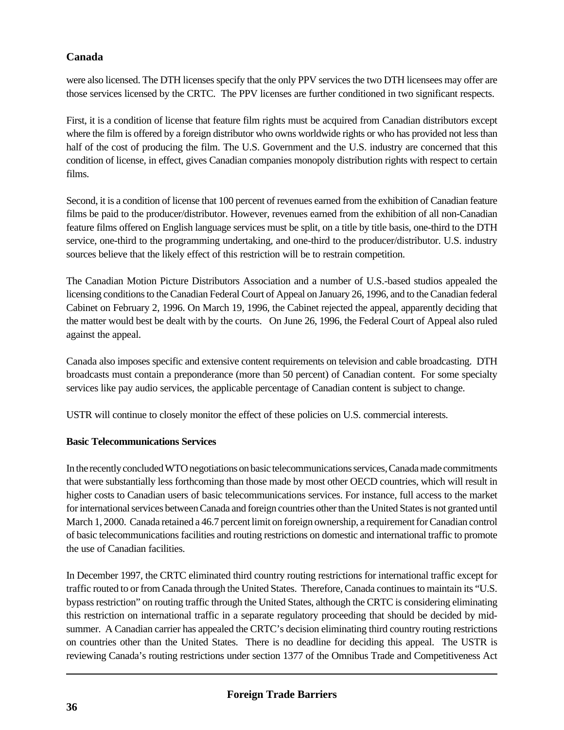were also licensed. The DTH licenses specify that the only PPV services the two DTH licensees may offer are those services licensed by the CRTC. The PPV licenses are further conditioned in two significant respects.

First, it is a condition of license that feature film rights must be acquired from Canadian distributors except where the film is offered by a foreign distributor who owns worldwide rights or who has provided not less than half of the cost of producing the film. The U.S. Government and the U.S. industry are concerned that this condition of license, in effect, gives Canadian companies monopoly distribution rights with respect to certain films.

Second, it is a condition of license that 100 percent of revenues earned from the exhibition of Canadian feature films be paid to the producer/distributor. However, revenues earned from the exhibition of all non-Canadian feature films offered on English language services must be split, on a title by title basis, one-third to the DTH service, one-third to the programming undertaking, and one-third to the producer/distributor. U.S. industry sources believe that the likely effect of this restriction will be to restrain competition.

The Canadian Motion Picture Distributors Association and a number of U.S.-based studios appealed the licensing conditions to the Canadian Federal Court of Appeal on January 26, 1996, and to the Canadian federal Cabinet on February 2, 1996. On March 19, 1996, the Cabinet rejected the appeal, apparently deciding that the matter would best be dealt with by the courts. On June 26, 1996, the Federal Court of Appeal also ruled against the appeal.

Canada also imposes specific and extensive content requirements on television and cable broadcasting. DTH broadcasts must contain a preponderance (more than 50 percent) of Canadian content. For some specialty services like pay audio services, the applicable percentage of Canadian content is subject to change.

USTR will continue to closely monitor the effect of these policies on U.S. commercial interests.

### Basic Telecommunications Services

In the recently concluded WTO negotiations on basic telecommunications services, Canada made commitments that were substantially less forthcoming than those made by most other OECD countries, which will result in higher costs to Canadian users of basic telecommunications services. For instance, full access to the market for international services between Canada and foreign countries other than the United States is not granted until March 1, 2000. Canada retained a 46.7 percent limit on foreign ownership, a requirement for Canadian control of basic telecommunications facilities and routing restrictions on domestic and international traffic to promote the use of Canadian facilities.

In December 1997, the CRTC eliminated third country routing restrictions for international traffic except for traffic routed to or from Canada through the United States. Therefore, Canada continues to maintain its "U.S. bypass restriction" on routing traffic through the United States, although the CRTC is considering eliminating this restriction on international traffic in a separate regulatory proceeding that should be decided by mid-summer. A Canadian carrier has appealed the CRTC's decision eliminating third country routing restrictions on countries other than the United States. There is no deadline for deciding this appeal. The USTR is reviewing Canada's routing restrictions under section 1377 of the Omnibus Trade and Competitiveness Act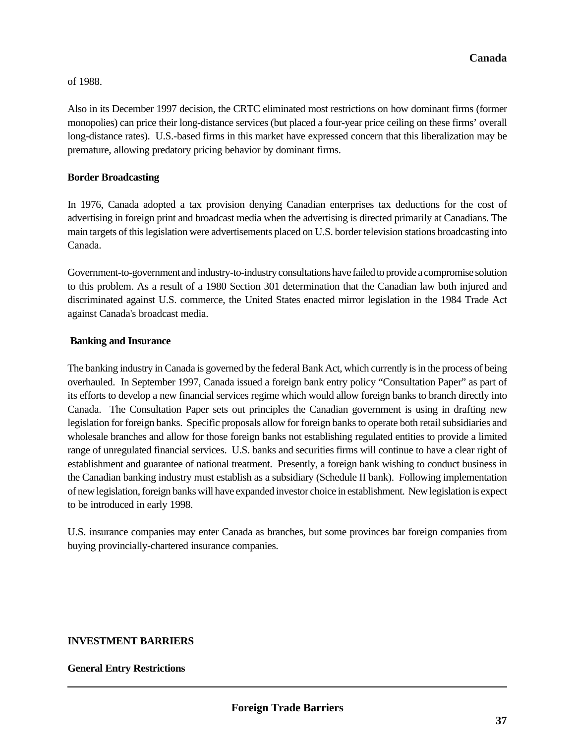of 1988.

Also in its December 1997 decision, the CRTC eliminated most restrictions on how dominant firms (former monopolies) can price their long-distance services (but placed a four-year price ceiling on these firms' overall long-distance rates). U.S.-based firms in this market have expressed concern that this liberalization may be premature, allowing predatory pricing behavior by dominant firms.

**Border Broadcasting**

In 1976, Canada adopted a tax provision denying Canadian enterprises tax deductions for the cost of advertising in foreign print and broadcast media when the advertising is directed primarily at Canadians. The main targets of this legislation were advertisements placed on U.S. border television stations broadcasting into Canada.

Government-to-government and industry-to-industry consultations have failed to provide a compromise solution to this problem. As a result of a 1980 Section 301 determination that the Canadian law both injured and discriminated against U.S. commerce, the United States enacted mirror legislation in the 1984 Trade Act against Canada's broadcast media.

**Banking and Insurance**

The banking industry in Canada is governed by the federal Bank Act, which currently is in the process of being overhauled. In September 1997, Canada issued a foreign bank entry policy "Consultation Paper" as part of its efforts to develop a new financial services regime which would allow foreign banks to branch directly into Canada. The Consultation Paper sets out principles the Canadian government is using in drafting new legislation for foreign banks. Specific proposals allow for foreign banks to operate both retail subsidiaries and wholesale branches and allow for those foreign banks not establishing regulated entities to provide a limited range of unregulated financial services. U.S. banks and securities firms will continue to have a clear right of establishment and guarantee of national treatment. Presently, a foreign bank wishing to conduct business in the Canadian banking industry must establish as a subsidiary (Schedule II bank). Following implementation of new legislation, foreign banks will have expanded investor choice in establishment. New legislation is expect to be introduced in early 1998.

U.S. insurance companies may enter Canada as branches, but some provinces bar foreign companies from buying provincially-chartered insurance companies.

## INVESTMENT BARRIERS

**General Entry Restrictions**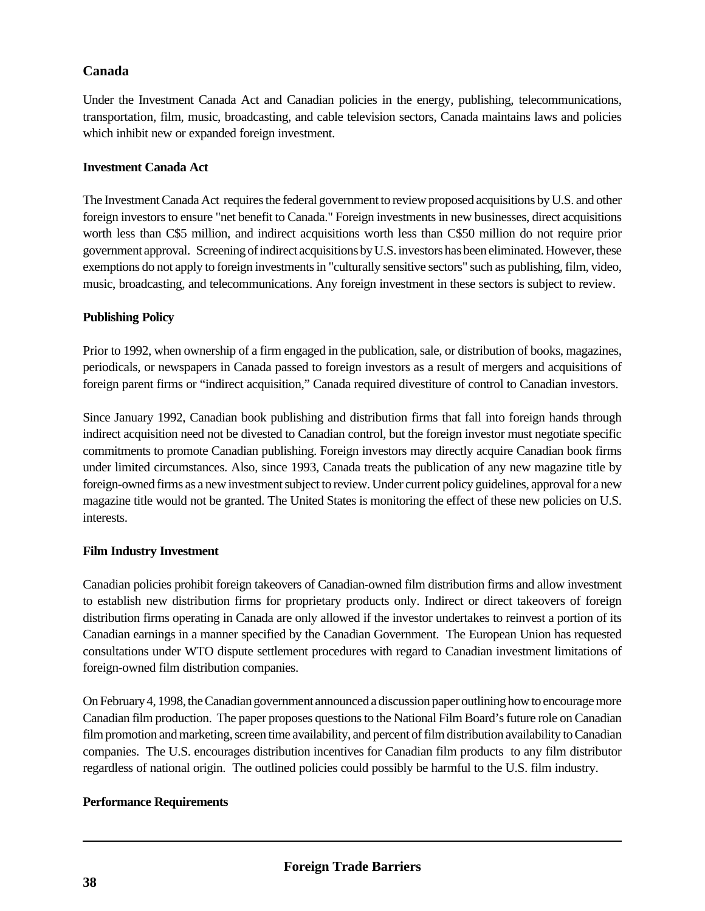## Canada

Under the Investment Canada Act and Canadian policies in the energy, publishing, telecommunications, transportation, film, music, broadcasting, and cable television sectors, Canada maintains laws and policies which inhibit new or expanded foreign investment.

### Investment Canada Act

The Investment Canada Act requires the federal government to review proposed acquisitions by U.S. and other foreign investors to ensure "net benefit to Canada." Foreign investments in new businesses, direct acquisitions worth less than C$5 million, and indirect acquisitions worth less than C$50 million do not require prior government approval. Screening of indirect acquisitions by U.S. investors has been eliminated. However, these exemptions do not apply to foreign investments in "culturally sensitive sectors" such as publishing, film, video, music, broadcasting, and telecommunications. Any foreign investment in these sectors is subject to review.

### Publishing Policy

Prior to 1992, when ownership of a firm engaged in the publication, sale, or distribution of books, magazines, periodicals, or newspapers in Canada passed to foreign investors as a result of mergers and acquisitions of foreign parent firms or "indirect acquisition," Canada required divestiture of control to Canadian investors.

Since January 1992, Canadian book publishing and distribution firms that fall into foreign hands through indirect acquisition need not be divested to Canadian control, but the foreign investor must negotiate specific commitments to promote Canadian publishing. Foreign investors may directly acquire Canadian book firms under limited circumstances. Also, since 1993, Canada treats the publication of any new magazine title by foreign-owned firms as a new investment subject to review. Under current policy guidelines, approval for a new magazine title would not be granted. The United States is monitoring the effect of these new policies on U.S. interests.

### Film Industry Investment

Canadian policies prohibit foreign takeovers of Canadian-owned film distribution firms and allow investment to establish new distribution firms for proprietary products only. Indirect or direct takeovers of foreign distribution firms operating in Canada are only allowed if the investor undertakes to reinvest a portion of its Canadian earnings in a manner specified by the Canadian Government. The European Union has requested consultations under WTO dispute settlement procedures with regard to Canadian investment limitations of foreign-owned film distribution companies.

On February 4, 1998, the Canadian government announced a discussion paper outlining how to encourage more Canadian film production. The paper proposes questions to the National Film Board's future role on Canadian film promotion and marketing, screen time availability, and percent of film distribution availability to Canadian companies. The U.S. encourages distribution incentives for Canadian film products to any film distributor regardless of national origin. The outlined policies could possibly be harmful to the U.S. film industry.

### Performance Requirements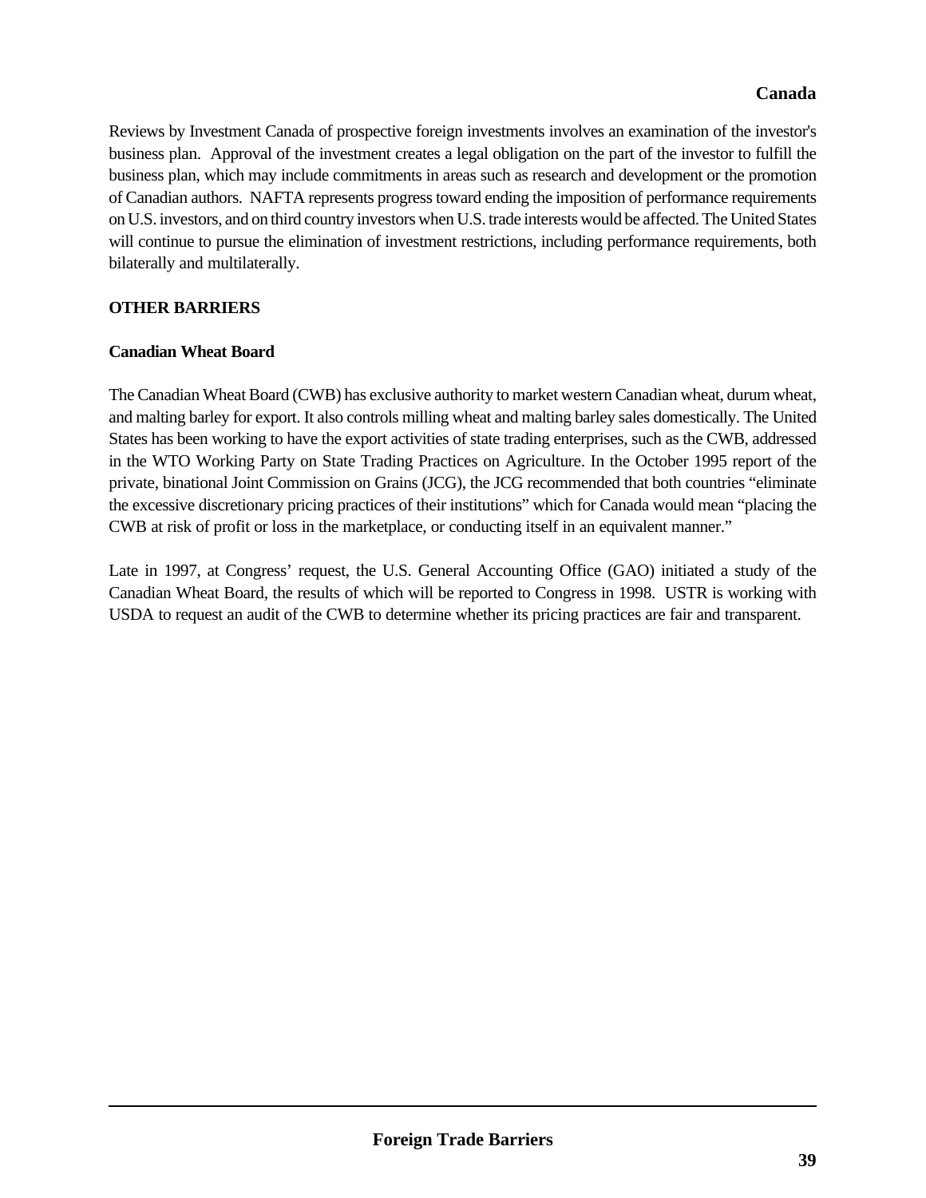Reviews by Investment Canada of prospective foreign investments involves an examination of the investor's business plan. Approval of the investment creates a legal obligation on the part of the investor to fulfill the business plan, which may include commitments in areas such as research and development or the promotion of Canadian authors. NAFTA represents progress toward ending the imposition of performance requirements on U.S. investors, and on third country investors when U.S. trade interests would be affected. The United States will continue to pursue the elimination of investment restrictions, including performance requirements, both bilaterally and multilaterally.

## OTHER BARRIERS

### Canadian Wheat Board

The Canadian Wheat Board (CWB) has exclusive authority to market western Canadian wheat, durum wheat, and malting barley for export. It also controls milling wheat and malting barley sales domestically. The United States has been working to have the export activities of state trading enterprises, such as the CWB, addressed in the WTO Working Party on State Trading Practices on Agriculture. In the October 1995 report of the private, binational Joint Commission on Grains (JCG), the JCG recommended that both countries "eliminate the excessive discretionary pricing practices of their institutions" which for Canada would mean "placing the CWB at risk of profit or loss in the marketplace, or conducting itself in an equivalent manner."

Late in 1997, at Congress' request, the U.S. General Accounting Office (GAO) initiated a study of the Canadian Wheat Board, the results of which will be reported to Congress in 1998. USTR is working with USDA to request an audit of the CWB to determine whether its pricing practices are fair and transparent.